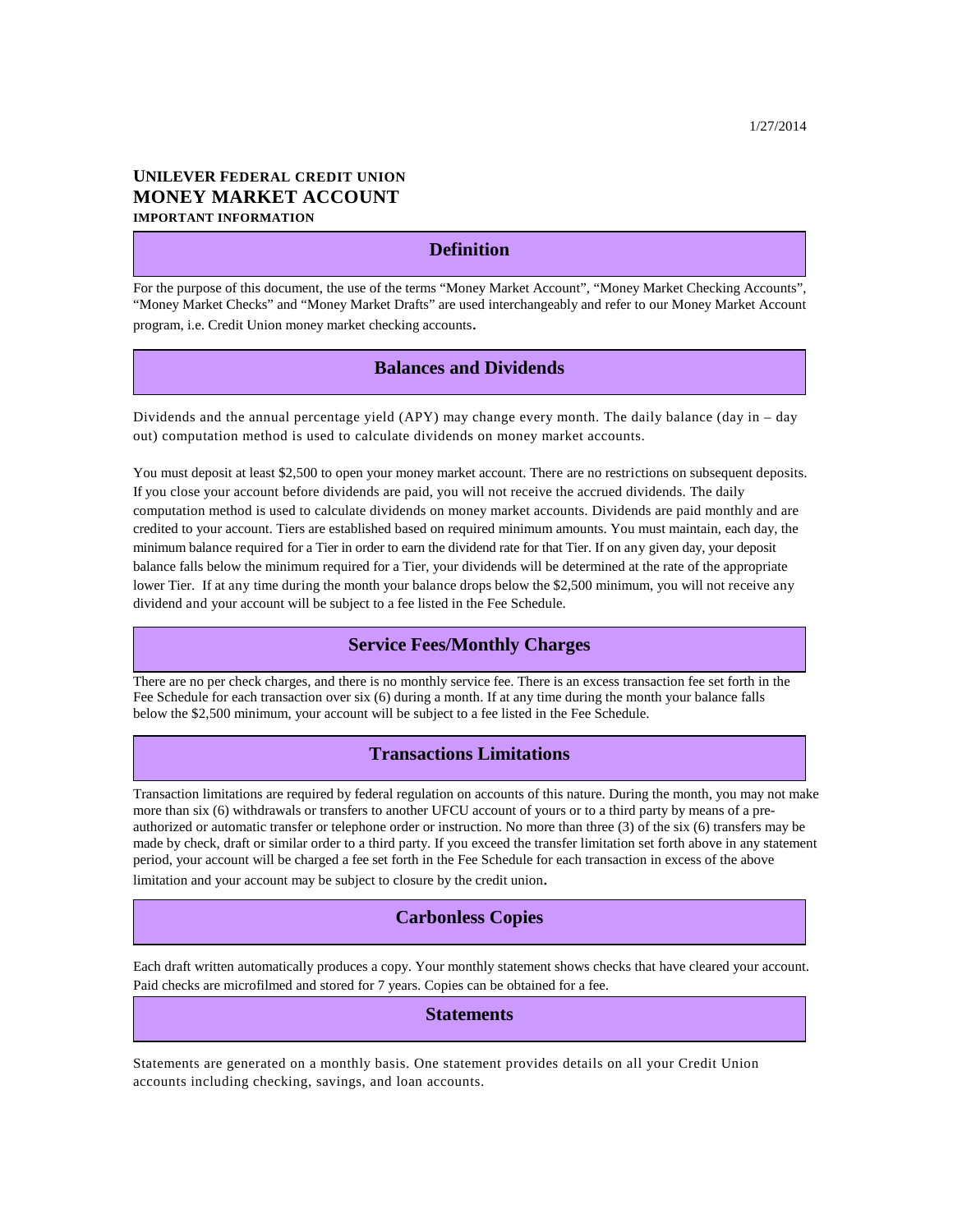1/27/2014

**UNILEVER FEDERAL CREDIT UNION**

# MONEY MARKET ACCOUNT

**IMPORTANT INFORMATION**

## Definition

For the purpose of this document, the use of the terms "Money Market Account", "Money Market Checking Accounts", "Money Market Checks" and "Money Market Drafts" are used interchangeably and refer to our Money Market Account program, i.e. Credit Union money market checking accounts.

## Balances and Dividends

Dividends and the annual percentage yield (APY) may change every month. The daily balance (day in – day out) computation method is used to calculate dividends on money market accounts.

You must deposit at least $2,500 to open your money market account. There are no restrictions on subsequent deposits. If you close your account before dividends are paid, you will not receive the accrued dividends. The daily computation method is used to calculate dividends on money market accounts. Dividends are paid monthly and are credited to your account. Tiers are established based on required minimum amounts. You must maintain, each day, the minimum balance required for a Tier in order to earn the dividend rate for that Tier. If on any given day, your deposit balance falls below the minimum required for a Tier, your dividends will be determined at the rate of the appropriate lower Tier. If at any time during the month your balance drops below the $2,500 minimum, you will not receive any dividend and your account will be subject to a fee listed in the Fee Schedule.

## Service Fees/Monthly Charges

There are no per check charges, and there is no monthly service fee. There is an excess transaction fee set forth in the Fee Schedule for each transaction over six (6) during a month. If at any time during the month your balance falls below the $2,500 minimum, your account will be subject to a fee listed in the Fee Schedule.

## Transactions Limitations

Transaction limitations are required by federal regulation on accounts of this nature. During the month, you may not make more than six (6) withdrawals or transfers to another UFCU account of yours or to a third party by means of a pre-authorized or automatic transfer or telephone order or instruction. No more than three (3) of the six (6) transfers may be made by check, draft or similar order to a third party. If you exceed the transfer limitation set forth above in any statement period, your account will be charged a fee set forth in the Fee Schedule for each transaction in excess of the above limitation and your account may be subject to closure by the credit union.

## Carbonless Copies

Each draft written automatically produces a copy. Your monthly statement shows checks that have cleared your account. Paid checks are microfilmed and stored for 7 years. Copies can be obtained for a fee.

## Statements

Statements are generated on a monthly basis. One statement provides details on all your Credit Union accounts including checking, savings, and loan accounts.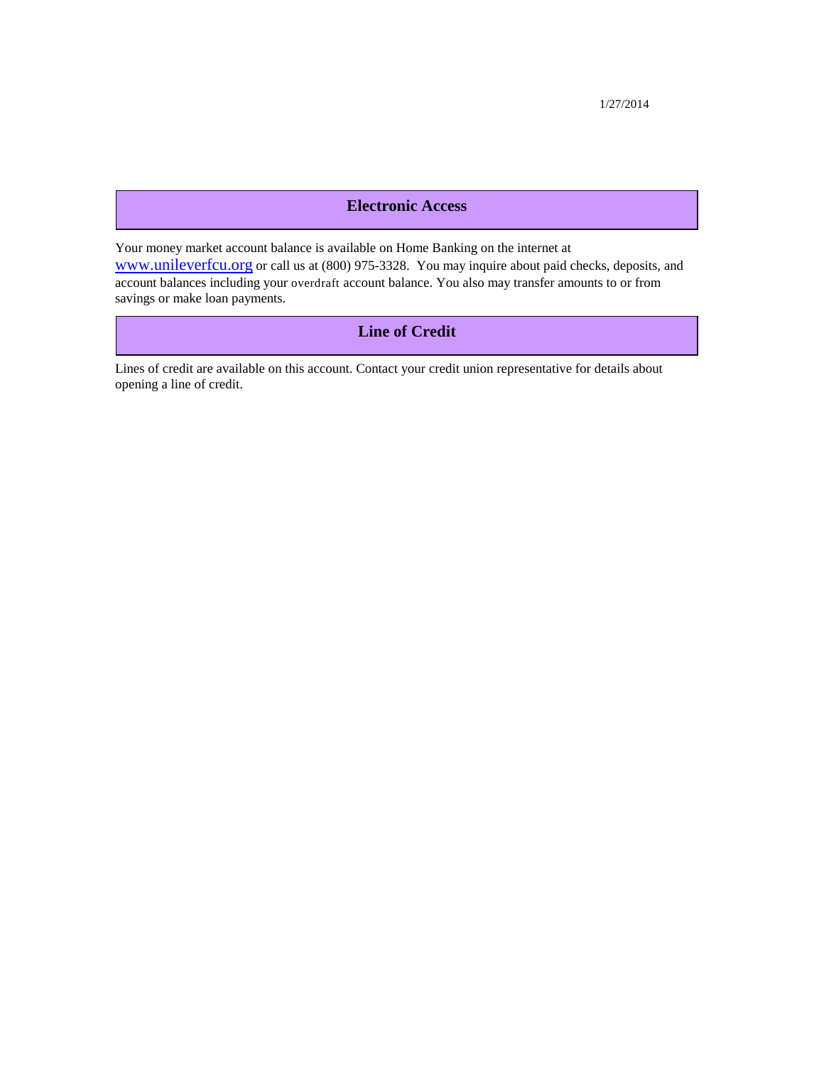1/27/2014

## Electronic Access

Your money market account balance is available on Home Banking on the internet at www.unileverfcu.org or call us at (800) 975-3328. You may inquire about paid checks, deposits, and account balances including your overdraft account balance. You also may transfer amounts to or from savings or make loan payments.

## Line of Credit

Lines of credit are available on this account. Contact your credit union representative for details about opening a line of credit.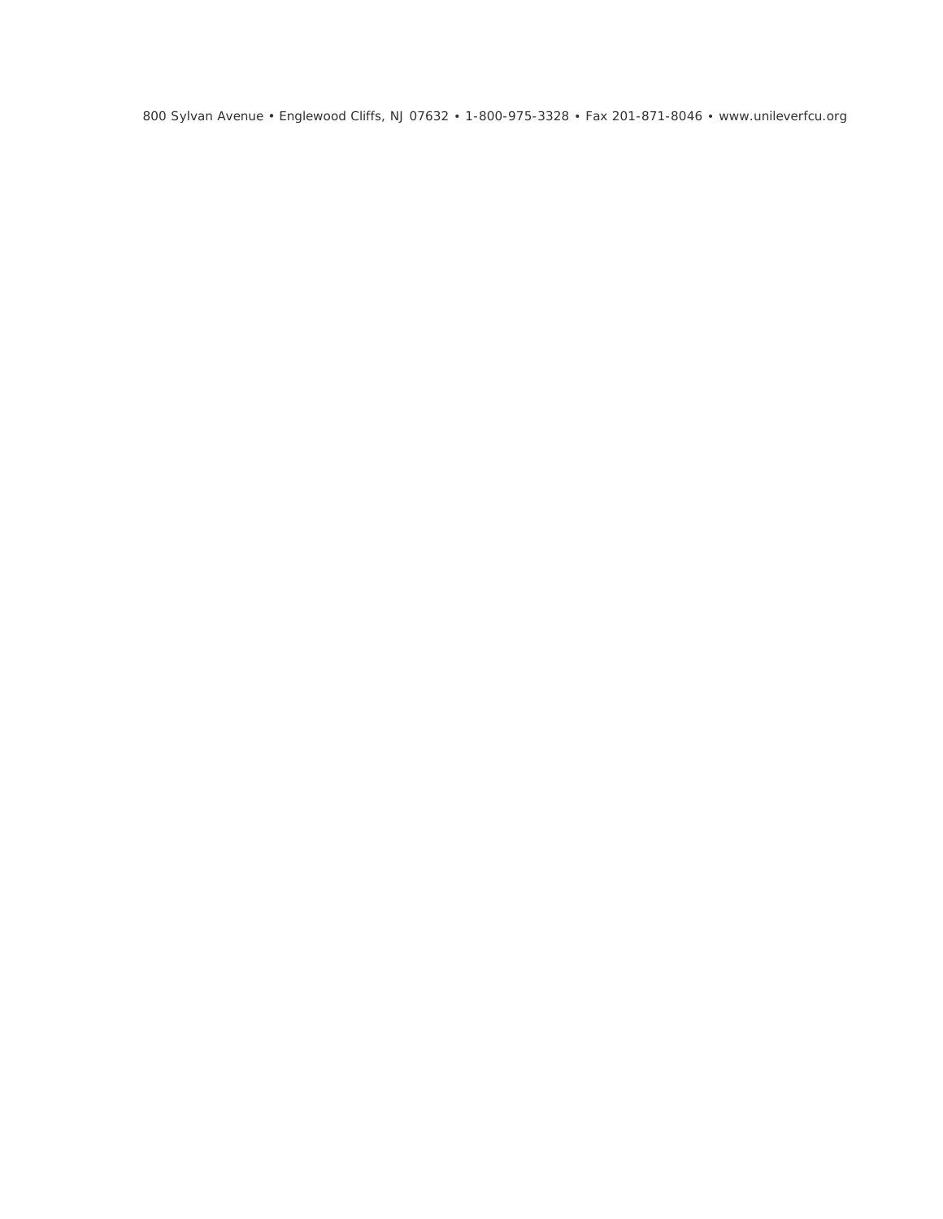800 Sylvan Avenue • Englewood Cliffs, NJ 07632 • 1-800-975-3328 • Fax 201-871-8046 • www.unileverfcu.org